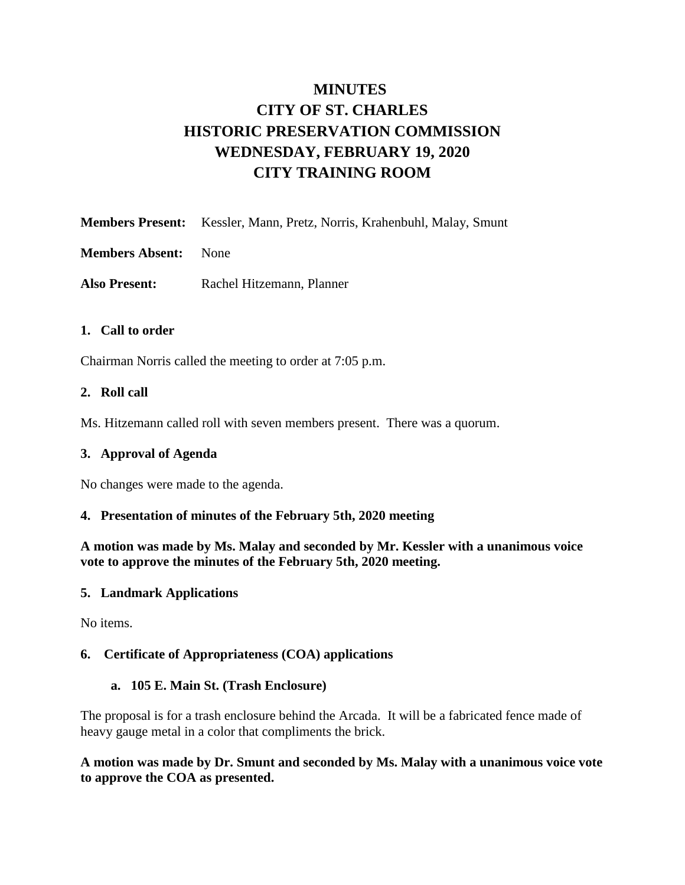# MINUTES
# CITY OF ST. CHARLES
# HISTORIC PRESERVATION COMMISSION
# WEDNESDAY, FEBRUARY 19, 2020
# CITY TRAINING ROOM

**Members Present:** Kessler, Mann, Pretz, Norris, Krahenbuhl, Malay, Smunt

**Members Absent:** None

**Also Present:** Rachel Hitzemann, Planner

### 1. Call to order

Chairman Norris called the meeting to order at 7:05 p.m.

### 2. Roll call

Ms. Hitzemann called roll with seven members present. There was a quorum.

### 3. Approval of Agenda

No changes were made to the agenda.

### 4. Presentation of minutes of the February 5th, 2020 meeting

**A motion was made by Ms. Malay and seconded by Mr. Kessler with a unanimous voice vote to approve the minutes of the February 5th, 2020 meeting.**

### 5. Landmark Applications

No items.

### 6. Certificate of Appropriateness (COA) applications

#### a. 105 E. Main St. (Trash Enclosure)

The proposal is for a trash enclosure behind the Arcada. It will be a fabricated fence made of heavy gauge metal in a color that compliments the brick.

**A motion was made by Dr. Smunt and seconded by Ms. Malay with a unanimous voice vote to approve the COA as presented.**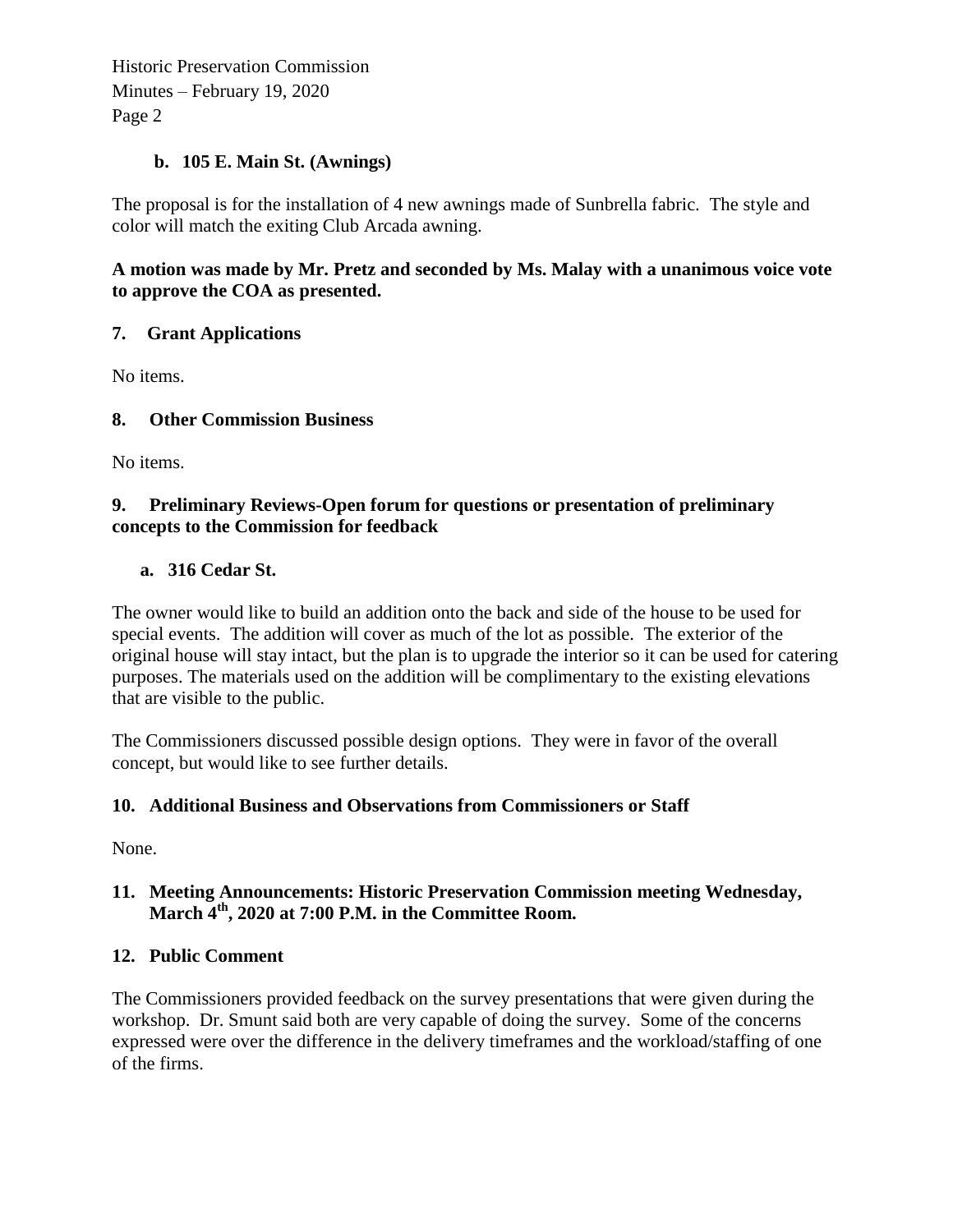### b. 105 E. Main St. (Awnings)

The proposal is for the installation of 4 new awnings made of Sunbrella fabric. The style and color will match the exiting Club Arcada awning.

**A motion was made by Mr. Pretz and seconded by Ms. Malay with a unanimous voice vote to approve the COA as presented.**

## 7. Grant Applications

No items.

## 8. Other Commission Business

No items.

## 9. Preliminary Reviews-Open forum for questions or presentation of preliminary concepts to the Commission for feedback

### a. 316 Cedar St.

The owner would like to build an addition onto the back and side of the house to be used for special events. The addition will cover as much of the lot as possible. The exterior of the original house will stay intact, but the plan is to upgrade the interior so it can be used for catering purposes. The materials used on the addition will be complimentary to the existing elevations that are visible to the public.

The Commissioners discussed possible design options. They were in favor of the overall concept, but would like to see further details.

## 10. Additional Business and Observations from Commissioners or Staff

None.

## 11. Meeting Announcements: Historic Preservation Commission meeting Wednesday, March 4th, 2020 at 7:00 P.M. in the Committee Room.

## 12. Public Comment

The Commissioners provided feedback on the survey presentations that were given during the workshop. Dr. Smunt said both are very capable of doing the survey. Some of the concerns expressed were over the difference in the delivery timeframes and the workload/staffing of one of the firms.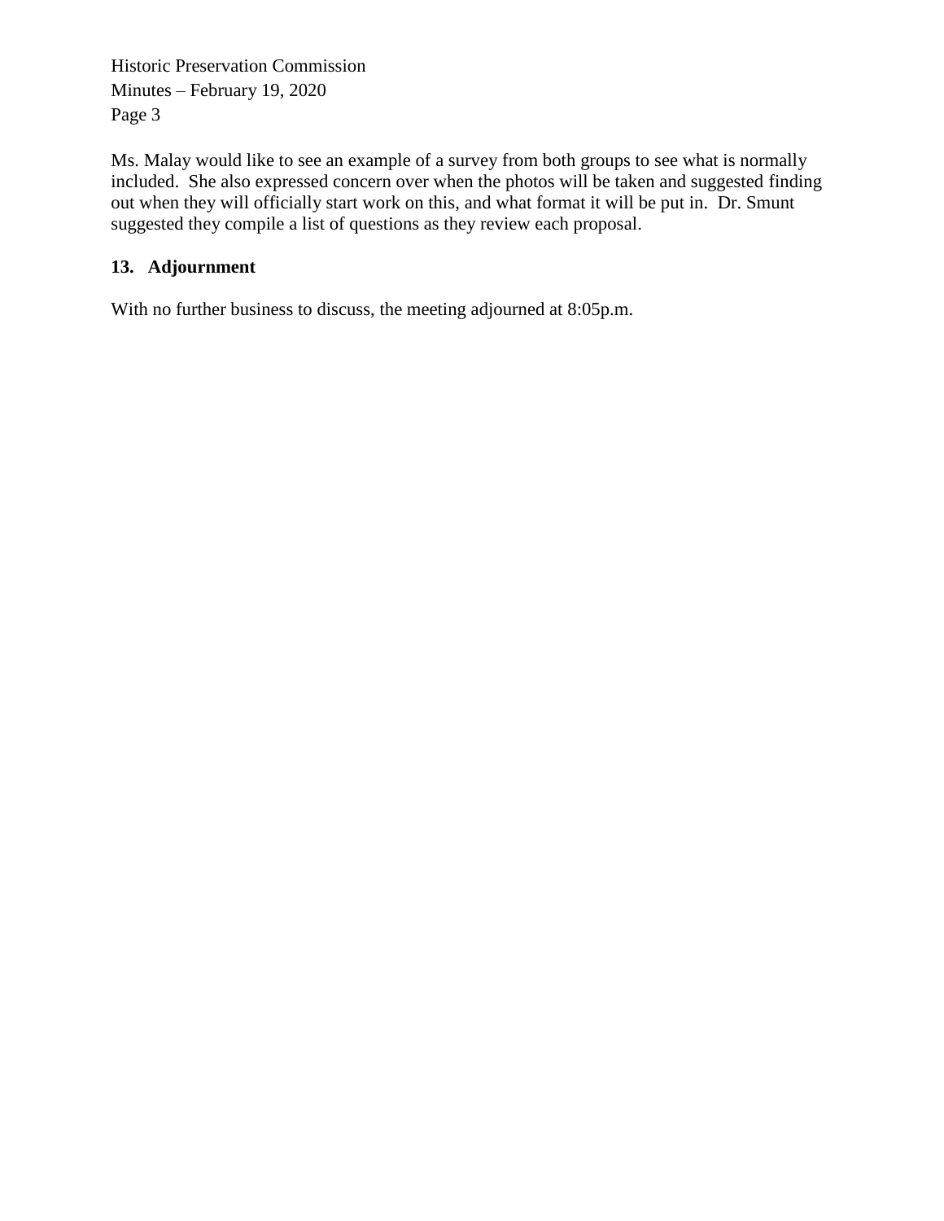Ms. Malay would like to see an example of a survey from both groups to see what is normally included. She also expressed concern over when the photos will be taken and suggested finding out when they will officially start work on this, and what format it will be put in. Dr. Smunt suggested they compile a list of questions as they review each proposal.

## 13. Adjournment

With no further business to discuss, the meeting adjourned at 8:05p.m.